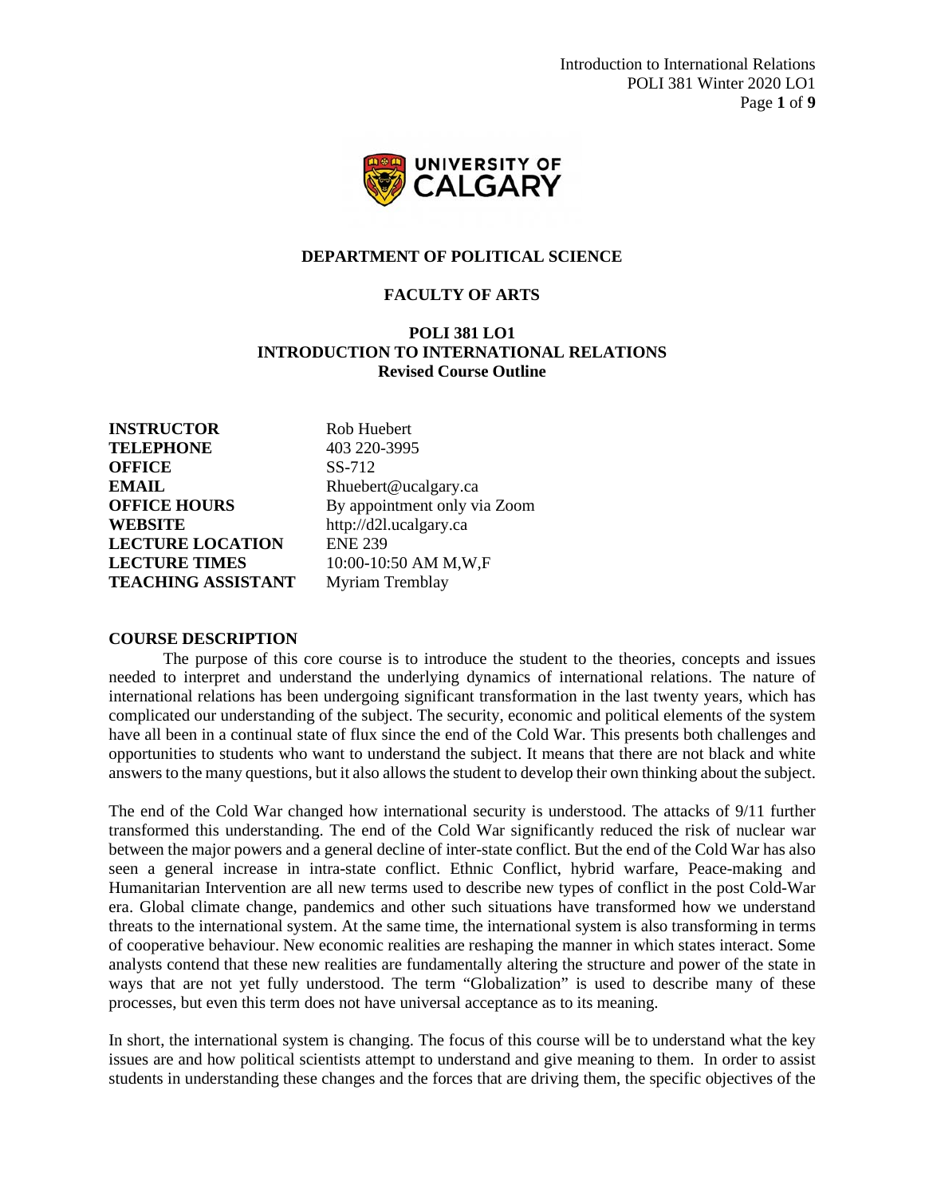## DEPARTMENT OF POLITICAL SCIENCE

## FACULTY OF ARTS

# POLI 381 LO1
# INTRODUCTION TO INTERNATIONAL RELATIONS
## Revised Course Outline

| | |
|---|---|
| **INSTRUCTOR** | Rob Huebert |
| **TELEPHONE** | 403 220-3995 |
| **OFFICE** | SS-712 |
| **EMAIL** | Rhuebert@ucalgary.ca |
| **OFFICE HOURS** | By appointment only via Zoom |
| **WEBSITE** | http://d2l.ucalgary.ca |
| **LECTURE LOCATION** | ENE 239 |
| **LECTURE TIMES** | 10:00-10:50 AM M,W,F |
| **TEACHING ASSISTANT** | Myriam Tremblay |

**COURSE DESCRIPTION**

The purpose of this core course is to introduce the student to the theories, concepts and issues needed to interpret and understand the underlying dynamics of international relations. The nature of international relations has been undergoing significant transformation in the last twenty years, which has complicated our understanding of the subject. The security, economic and political elements of the system have all been in a continual state of flux since the end of the Cold War. This presents both challenges and opportunities to students who want to understand the subject. It means that there are not black and white answers to the many questions, but it also allows the student to develop their own thinking about the subject.

The end of the Cold War changed how international security is understood. The attacks of 9/11 further transformed this understanding. The end of the Cold War significantly reduced the risk of nuclear war between the major powers and a general decline of inter-state conflict. But the end of the Cold War has also seen a general increase in intra-state conflict. Ethnic Conflict, hybrid warfare, Peace-making and Humanitarian Intervention are all new terms used to describe new types of conflict in the post Cold-War era. Global climate change, pandemics and other such situations have transformed how we understand threats to the international system. At the same time, the international system is also transforming in terms of cooperative behaviour. New economic realities are reshaping the manner in which states interact. Some analysts contend that these new realities are fundamentally altering the structure and power of the state in ways that are not yet fully understood. The term "Globalization" is used to describe many of these processes, but even this term does not have universal acceptance as to its meaning.

In short, the international system is changing. The focus of this course will be to understand what the key issues are and how political scientists attempt to understand and give meaning to them. In order to assist students in understanding these changes and the forces that are driving them, the specific objectives of the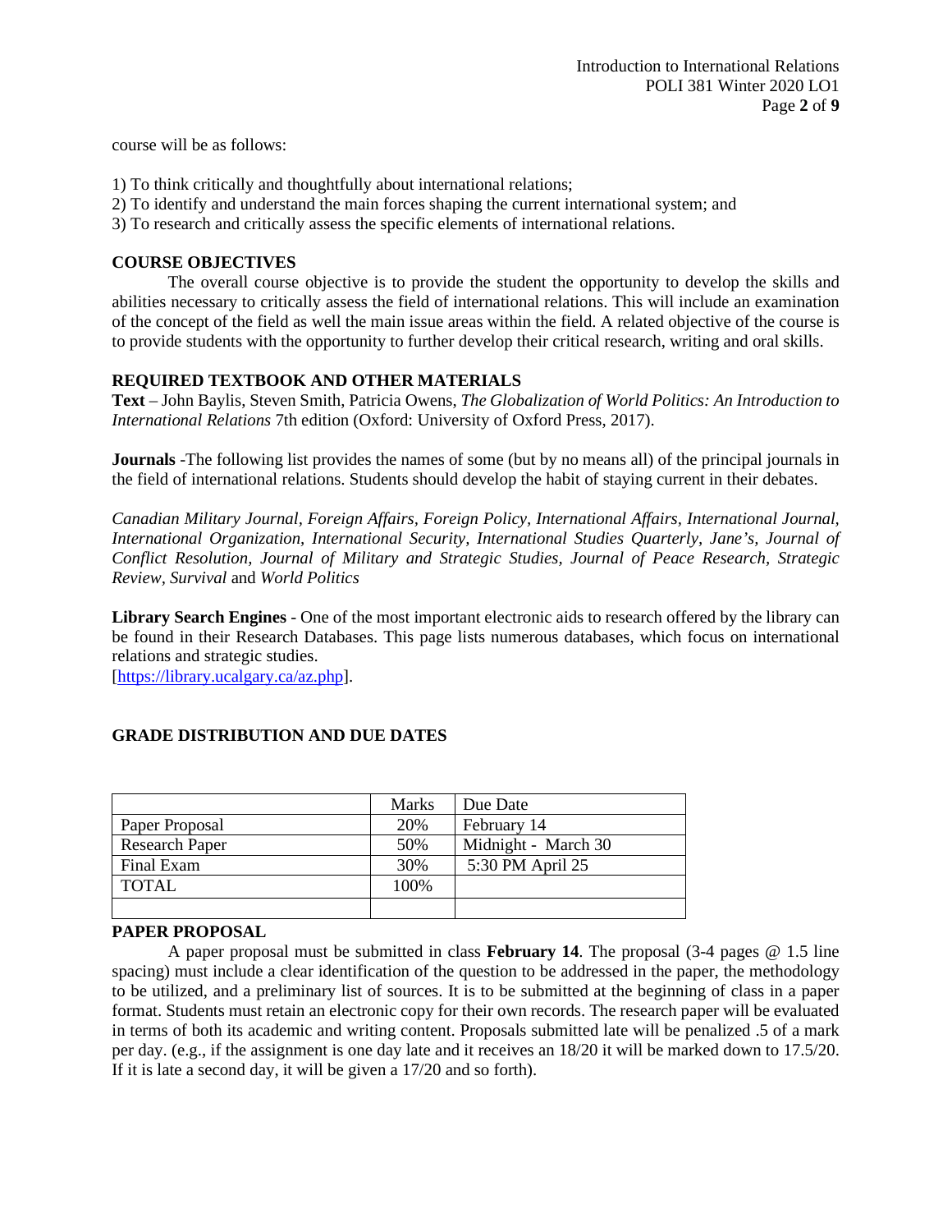course will be as follows:

1) To think critically and thoughtfully about international relations;
2) To identify and understand the main forces shaping the current international system; and
3) To research and critically assess the specific elements of international relations.

**COURSE OBJECTIVES**

The overall course objective is to provide the student the opportunity to develop the skills and abilities necessary to critically assess the field of international relations. This will include an examination of the concept of the field as well the main issue areas within the field. A related objective of the course is to provide students with the opportunity to further develop their critical research, writing and oral skills.

**REQUIRED TEXTBOOK AND OTHER MATERIALS**

**Text** – John Baylis, Steven Smith, Patricia Owens, *The Globalization of World Politics: An Introduction to International Relations* 7th edition (Oxford: University of Oxford Press, 2017).

**Journals** -The following list provides the names of some (but by no means all) of the principal journals in the field of international relations. Students should develop the habit of staying current in their debates.

*Canadian Military Journal, Foreign Affairs, Foreign Policy, International Affairs, International Journal, International Organization, International Security, International Studies Quarterly, Jane's, Journal of Conflict Resolution, Journal of Military and Strategic Studies, Journal of Peace Research, Strategic Review, Survival* and *World Politics*

**Library Search Engines** - One of the most important electronic aids to research offered by the library can be found in their Research Databases. This page lists numerous databases, which focus on international relations and strategic studies.
[https://library.ucalgary.ca/az.php].

**GRADE DISTRIBUTION AND DUE DATES**

| | Marks | Due Date |
|---|---|---|
| Paper Proposal | 20% | February 14 |
| Research Paper | 50% | Midnight - March 30 |
| Final Exam | 30% | 5:30 PM April 25 |
| TOTAL | 100% | |
| | | |

**PAPER PROPOSAL**

A paper proposal must be submitted in class **February 14**. The proposal (3-4 pages @ 1.5 line spacing) must include a clear identification of the question to be addressed in the paper, the methodology to be utilized, and a preliminary list of sources. It is to be submitted at the beginning of class in a paper format. Students must retain an electronic copy for their own records. The research paper will be evaluated in terms of both its academic and writing content. Proposals submitted late will be penalized .5 of a mark per day. (e.g., if the assignment is one day late and it receives an 18/20 it will be marked down to 17.5/20. If it is late a second day, it will be given a 17/20 and so forth).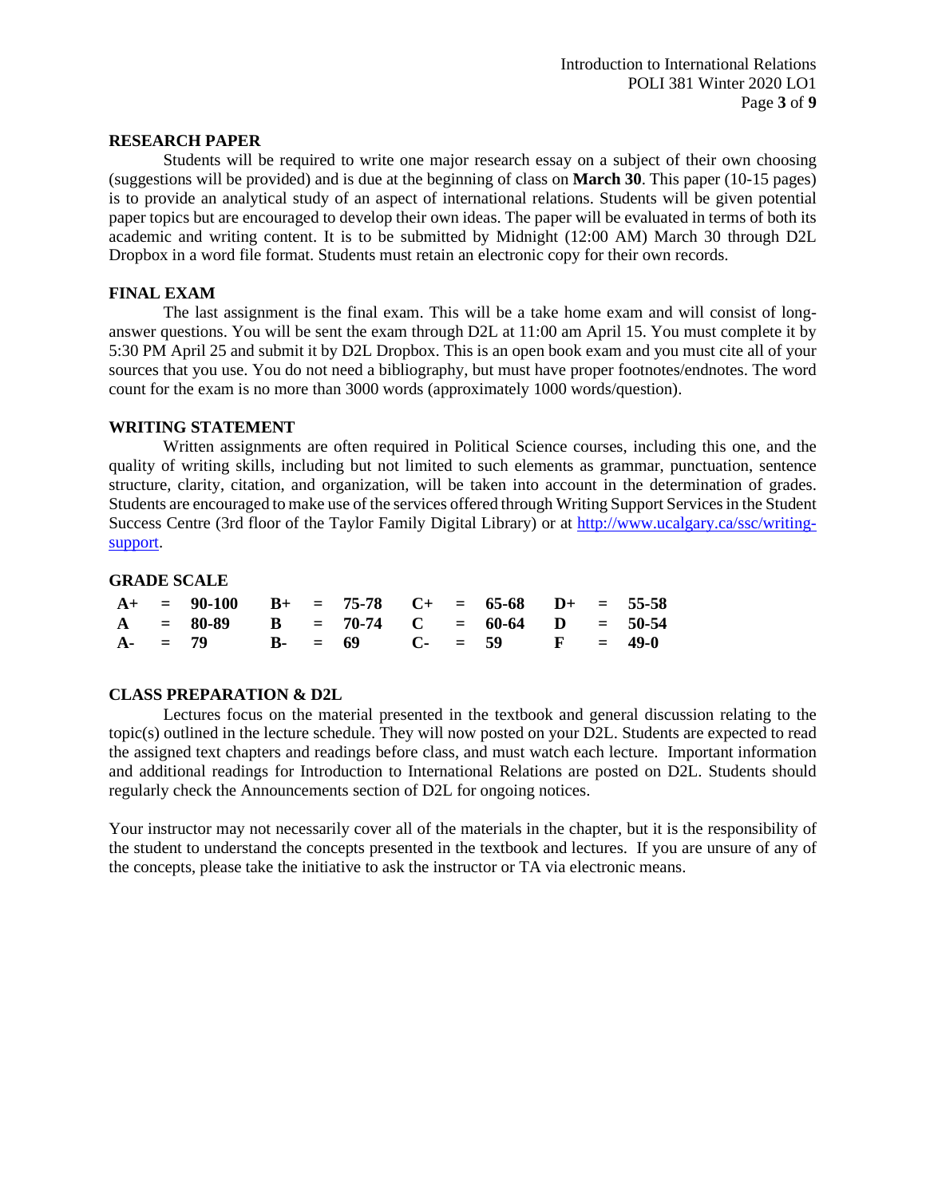## RESEARCH PAPER

Students will be required to write one major research essay on a subject of their own choosing (suggestions will be provided) and is due at the beginning of class on **March 30**. This paper (10-15 pages) is to provide an analytical study of an aspect of international relations. Students will be given potential paper topics but are encouraged to develop their own ideas. The paper will be evaluated in terms of both its academic and writing content. It is to be submitted by Midnight (12:00 AM) March 30 through D2L Dropbox in a word file format. Students must retain an electronic copy for their own records.

## FINAL EXAM

The last assignment is the final exam. This will be a take home exam and will consist of long-answer questions. You will be sent the exam through D2L at 11:00 am April 15. You must complete it by 5:30 PM April 25 and submit it by D2L Dropbox. This is an open book exam and you must cite all of your sources that you use. You do not need a bibliography, but must have proper footnotes/endnotes. The word count for the exam is no more than 3000 words (approximately 1000 words/question).

## WRITING STATEMENT

Written assignments are often required in Political Science courses, including this one, and the quality of writing skills, including but not limited to such elements as grammar, punctuation, sentence structure, clarity, citation, and organization, will be taken into account in the determination of grades. Students are encouraged to make use of the services offered through Writing Support Services in the Student Success Centre (3rd floor of the Taylor Family Digital Library) or at [http://www.ucalgary.ca/ssc/writing-support](http://www.ucalgary.ca/ssc/writing-support).

## GRADE SCALE

| | | | | | | | | | | | |
|---|---|---|---|---|---|---|---|---|---|---|---|
| **A+** | **=** | **90-100** | **B+** | **=** | **75-78** | **C+** | **=** | **65-68** | **D+** | **=** | **55-58** |
| **A** | **=** | **80-89** | **B** | **=** | **70-74** | **C** | **=** | **60-64** | **D** | **=** | **50-54** |
| **A-** | **=** | **79** | **B-** | **=** | **69** | **C-** | **=** | **59** | **F** | **=** | **49-0** |

## CLASS PREPARATION & D2L

Lectures focus on the material presented in the textbook and general discussion relating to the topic(s) outlined in the lecture schedule. They will now posted on your D2L. Students are expected to read the assigned text chapters and readings before class, and must watch each lecture. Important information and additional readings for Introduction to International Relations are posted on D2L. Students should regularly check the Announcements section of D2L for ongoing notices.

Your instructor may not necessarily cover all of the materials in the chapter, but it is the responsibility of the student to understand the concepts presented in the textbook and lectures. If you are unsure of any of the concepts, please take the initiative to ask the instructor or TA via electronic means.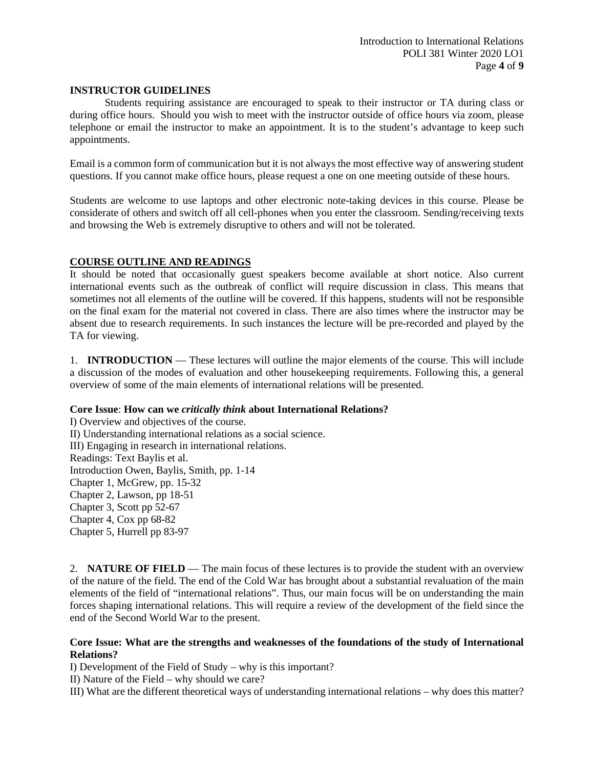**INSTRUCTOR GUIDELINES**

Students requiring assistance are encouraged to speak to their instructor or TA during class or during office hours. Should you wish to meet with the instructor outside of office hours via zoom, please telephone or email the instructor to make an appointment. It is to the student's advantage to keep such appointments.

Email is a common form of communication but it is not always the most effective way of answering student questions. If you cannot make office hours, please request a one on one meeting outside of these hours.

Students are welcome to use laptops and other electronic note-taking devices in this course. Please be considerate of others and switch off all cell-phones when you enter the classroom. Sending/receiving texts and browsing the Web is extremely disruptive to others and will not be tolerated.

**COURSE OUTLINE AND READINGS**

It should be noted that occasionally guest speakers become available at short notice. Also current international events such as the outbreak of conflict will require discussion in class. This means that sometimes not all elements of the outline will be covered. If this happens, students will not be responsible on the final exam for the material not covered in class. There are also times where the instructor may be absent due to research requirements. In such instances the lecture will be pre-recorded and played by the TA for viewing.

1. **INTRODUCTION** — These lectures will outline the major elements of the course. This will include a discussion of the modes of evaluation and other housekeeping requirements. Following this, a general overview of some of the main elements of international relations will be presented.

**Core Issue**: **How can we *critically think* about International Relations?**

I) Overview and objectives of the course.
II) Understanding international relations as a social science.
III) Engaging in research in international relations.
Readings: Text Baylis et al.
Introduction Owen, Baylis, Smith, pp. 1-14
Chapter 1, McGrew, pp. 15-32
Chapter 2, Lawson, pp 18-51
Chapter 3, Scott pp 52-67
Chapter 4, Cox pp 68-82
Chapter 5, Hurrell pp 83-97

2. **NATURE OF FIELD** — The main focus of these lectures is to provide the student with an overview of the nature of the field. The end of the Cold War has brought about a substantial revaluation of the main elements of the field of "international relations". Thus, our main focus will be on understanding the main forces shaping international relations. This will require a review of the development of the field since the end of the Second World War to the present.

**Core Issue: What are the strengths and weaknesses of the foundations of the study of International Relations?**

I) Development of the Field of Study – why is this important?
II) Nature of the Field – why should we care?
III) What are the different theoretical ways of understanding international relations – why does this matter?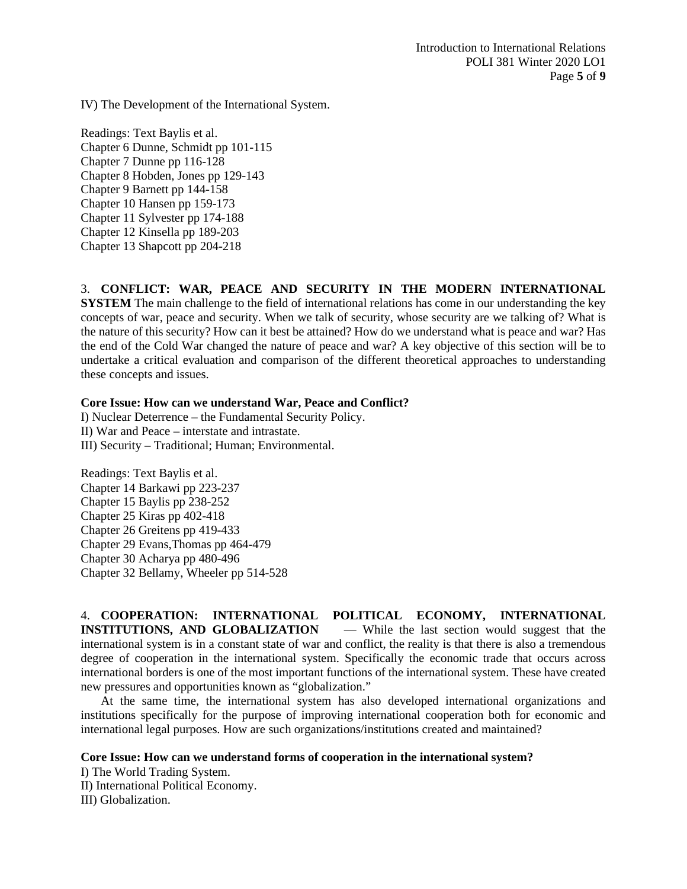IV) The Development of the International System.

Readings: Text Baylis et al.
Chapter 6 Dunne, Schmidt pp 101-115
Chapter 7 Dunne pp 116-128
Chapter 8 Hobden, Jones pp 129-143
Chapter 9 Barnett pp 144-158
Chapter 10 Hansen pp 159-173
Chapter 11 Sylvester pp 174-188
Chapter 12 Kinsella pp 189-203
Chapter 13 Shapcott pp 204-218

3. **CONFLICT: WAR, PEACE AND SECURITY IN THE MODERN INTERNATIONAL SYSTEM** The main challenge to the field of international relations has come in our understanding the key concepts of war, peace and security. When we talk of security, whose security are we talking of? What is the nature of this security? How can it best be attained? How do we understand what is peace and war? Has the end of the Cold War changed the nature of peace and war? A key objective of this section will be to undertake a critical evaluation and comparison of the different theoretical approaches to understanding these concepts and issues.

**Core Issue: How can we understand War, Peace and Conflict?**

I) Nuclear Deterrence – the Fundamental Security Policy.
II) War and Peace – interstate and intrastate.
III) Security – Traditional; Human; Environmental.

Readings: Text Baylis et al.
Chapter 14 Barkawi pp 223-237
Chapter 15 Baylis pp 238-252
Chapter 25 Kiras pp 402-418
Chapter 26 Greitens pp 419-433
Chapter 29 Evans,Thomas pp 464-479
Chapter 30 Acharya pp 480-496
Chapter 32 Bellamy, Wheeler pp 514-528

4. **COOPERATION: INTERNATIONAL POLITICAL ECONOMY, INTERNATIONAL INSTITUTIONS, AND GLOBALIZATION** — While the last section would suggest that the international system is in a constant state of war and conflict, the reality is that there is also a tremendous degree of cooperation in the international system. Specifically the economic trade that occurs across international borders is one of the most important functions of the international system. These have created new pressures and opportunities known as "globalization."

At the same time, the international system has also developed international organizations and institutions specifically for the purpose of improving international cooperation both for economic and international legal purposes. How are such organizations/institutions created and maintained?

**Core Issue: How can we understand forms of cooperation in the international system?**

I) The World Trading System.
II) International Political Economy.
III) Globalization.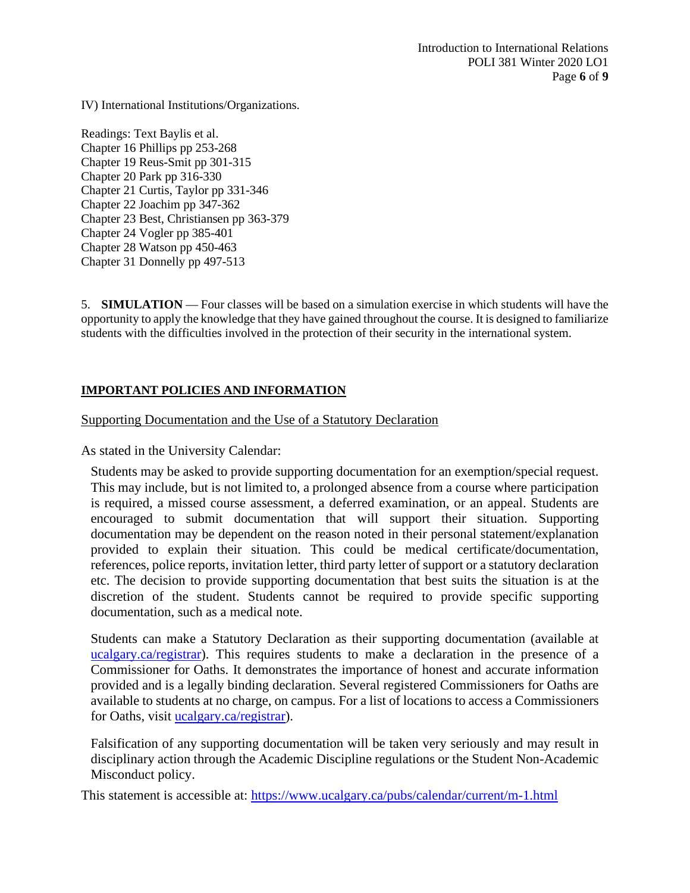IV) International Institutions/Organizations.

Readings: Text Baylis et al.
Chapter 16 Phillips pp 253-268
Chapter 19 Reus-Smit pp 301-315
Chapter 20 Park pp 316-330
Chapter 21 Curtis, Taylor pp 331-346
Chapter 22 Joachim pp 347-362
Chapter 23 Best, Christiansen pp 363-379
Chapter 24 Vogler pp 385-401
Chapter 28 Watson pp 450-463
Chapter 31 Donnelly pp 497-513

5. **SIMULATION** — Four classes will be based on a simulation exercise in which students will have the opportunity to apply the knowledge that they have gained throughout the course. It is designed to familiarize students with the difficulties involved in the protection of their security in the international system.

## IMPORTANT POLICIES AND INFORMATION

### Supporting Documentation and the Use of a Statutory Declaration

As stated in the University Calendar:

> Students may be asked to provide supporting documentation for an exemption/special request. This may include, but is not limited to, a prolonged absence from a course where participation is required, a missed course assessment, a deferred examination, or an appeal. Students are encouraged to submit documentation that will support their situation. Supporting documentation may be dependent on the reason noted in their personal statement/explanation provided to explain their situation. This could be medical certificate/documentation, references, police reports, invitation letter, third party letter of support or a statutory declaration etc. The decision to provide supporting documentation that best suits the situation is at the discretion of the student. Students cannot be required to provide specific supporting documentation, such as a medical note.
>
> Students can make a Statutory Declaration as their supporting documentation (available at [ucalgary.ca/registrar](ucalgary.ca/registrar)). This requires students to make a declaration in the presence of a Commissioner for Oaths. It demonstrates the importance of honest and accurate information provided and is a legally binding declaration. Several registered Commissioners for Oaths are available to students at no charge, on campus. For a list of locations to access a Commissioners for Oaths, visit [ucalgary.ca/registrar](ucalgary.ca/registrar)).
>
> Falsification of any supporting documentation will be taken very seriously and may result in disciplinary action through the Academic Discipline regulations or the Student Non-Academic Misconduct policy.

This statement is accessible at: [https://www.ucalgary.ca/pubs/calendar/current/m-1.html](https://www.ucalgary.ca/pubs/calendar/current/m-1.html)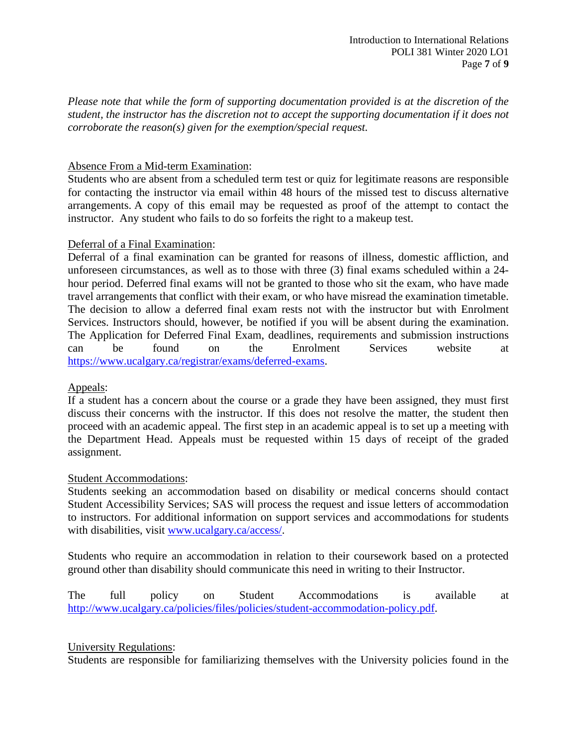*Please note that while the form of supporting documentation provided is at the discretion of the student, the instructor has the discretion not to accept the supporting documentation if it does not corroborate the reason(s) given for the exemption/special request.*

<u>Absence From a Mid-term Examination</u>:
Students who are absent from a scheduled term test or quiz for legitimate reasons are responsible for contacting the instructor via email within 48 hours of the missed test to discuss alternative arrangements. A copy of this email may be requested as proof of the attempt to contact the instructor. Any student who fails to do so forfeits the right to a makeup test.

<u>Deferral of a Final Examination</u>:
Deferral of a final examination can be granted for reasons of illness, domestic affliction, and unforeseen circumstances, as well as to those with three (3) final exams scheduled within a 24-hour period. Deferred final exams will not be granted to those who sit the exam, who have made travel arrangements that conflict with their exam, or who have misread the examination timetable. The decision to allow a deferred final exam rests not with the instructor but with Enrolment Services. Instructors should, however, be notified if you will be absent during the examination. The Application for Deferred Final Exam, deadlines, requirements and submission instructions can be found on the Enrolment Services website at https://www.ucalgary.ca/registrar/exams/deferred-exams.

<u>Appeals</u>:
If a student has a concern about the course or a grade they have been assigned, they must first discuss their concerns with the instructor. If this does not resolve the matter, the student then proceed with an academic appeal. The first step in an academic appeal is to set up a meeting with the Department Head. Appeals must be requested within 15 days of receipt of the graded assignment.

<u>Student Accommodations</u>:
Students seeking an accommodation based on disability or medical concerns should contact Student Accessibility Services; SAS will process the request and issue letters of accommodation to instructors. For additional information on support services and accommodations for students with disabilities, visit www.ucalgary.ca/access/.

Students who require an accommodation in relation to their coursework based on a protected ground other than disability should communicate this need in writing to their Instructor.

The full policy on Student Accommodations is available at http://www.ucalgary.ca/policies/files/policies/student-accommodation-policy.pdf.

<u>University Regulations</u>:
Students are responsible for familiarizing themselves with the University policies found in the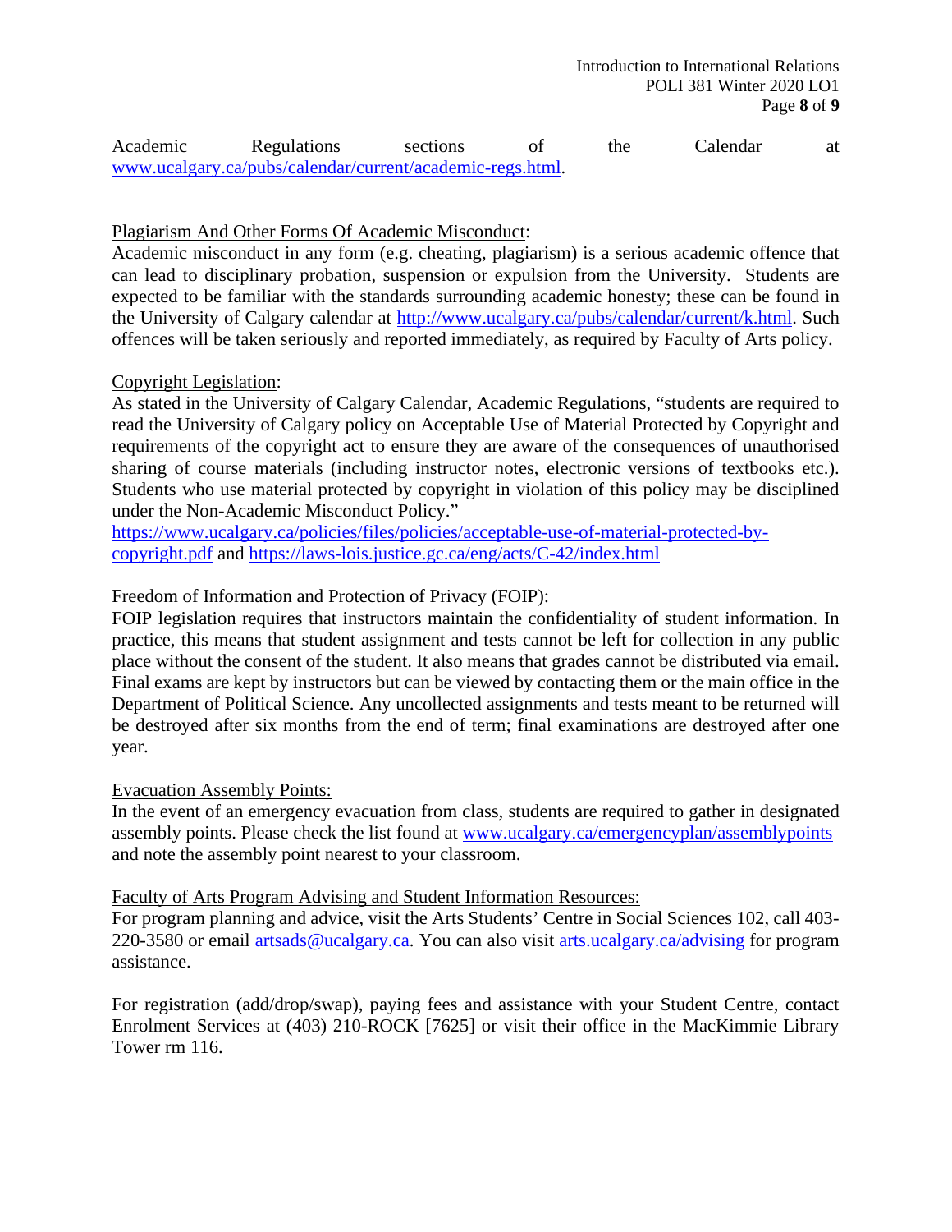Academic Regulations sections of the Calendar at [www.ucalgary.ca/pubs/calendar/current/academic-regs.html](www.ucalgary.ca/pubs/calendar/current/academic-regs.html).

Plagiarism And Other Forms Of Academic Misconduct:
Academic misconduct in any form (e.g. cheating, plagiarism) is a serious academic offence that can lead to disciplinary probation, suspension or expulsion from the University. Students are expected to be familiar with the standards surrounding academic honesty; these can be found in the University of Calgary calendar at [http://www.ucalgary.ca/pubs/calendar/current/k.html](http://www.ucalgary.ca/pubs/calendar/current/k.html). Such offences will be taken seriously and reported immediately, as required by Faculty of Arts policy.

Copyright Legislation:
As stated in the University of Calgary Calendar, Academic Regulations, "students are required to read the University of Calgary policy on Acceptable Use of Material Protected by Copyright and requirements of the copyright act to ensure they are aware of the consequences of unauthorised sharing of course materials (including instructor notes, electronic versions of textbooks etc.). Students who use material protected by copyright in violation of this policy may be disciplined under the Non-Academic Misconduct Policy."
[https://www.ucalgary.ca/policies/files/policies/acceptable-use-of-material-protected-by-copyright.pdf](https://www.ucalgary.ca/policies/files/policies/acceptable-use-of-material-protected-by-copyright.pdf) and [https://laws-lois.justice.gc.ca/eng/acts/C-42/index.html](https://laws-lois.justice.gc.ca/eng/acts/C-42/index.html)

Freedom of Information and Protection of Privacy (FOIP):
FOIP legislation requires that instructors maintain the confidentiality of student information. In practice, this means that student assignment and tests cannot be left for collection in any public place without the consent of the student. It also means that grades cannot be distributed via email. Final exams are kept by instructors but can be viewed by contacting them or the main office in the Department of Political Science. Any uncollected assignments and tests meant to be returned will be destroyed after six months from the end of term; final examinations are destroyed after one year.

Evacuation Assembly Points:
In the event of an emergency evacuation from class, students are required to gather in designated assembly points. Please check the list found at [www.ucalgary.ca/emergencyplan/assemblypoints](www.ucalgary.ca/emergencyplan/assemblypoints) and note the assembly point nearest to your classroom.

Faculty of Arts Program Advising and Student Information Resources:
For program planning and advice, visit the Arts Students' Centre in Social Sciences 102, call 403-220-3580 or email [artsads@ucalgary.ca](mailto:artsads@ucalgary.ca). You can also visit [arts.ucalgary.ca/advising](arts.ucalgary.ca/advising) for program assistance.

For registration (add/drop/swap), paying fees and assistance with your Student Centre, contact Enrolment Services at (403) 210-ROCK [7625] or visit their office in the MacKimmie Library Tower rm 116.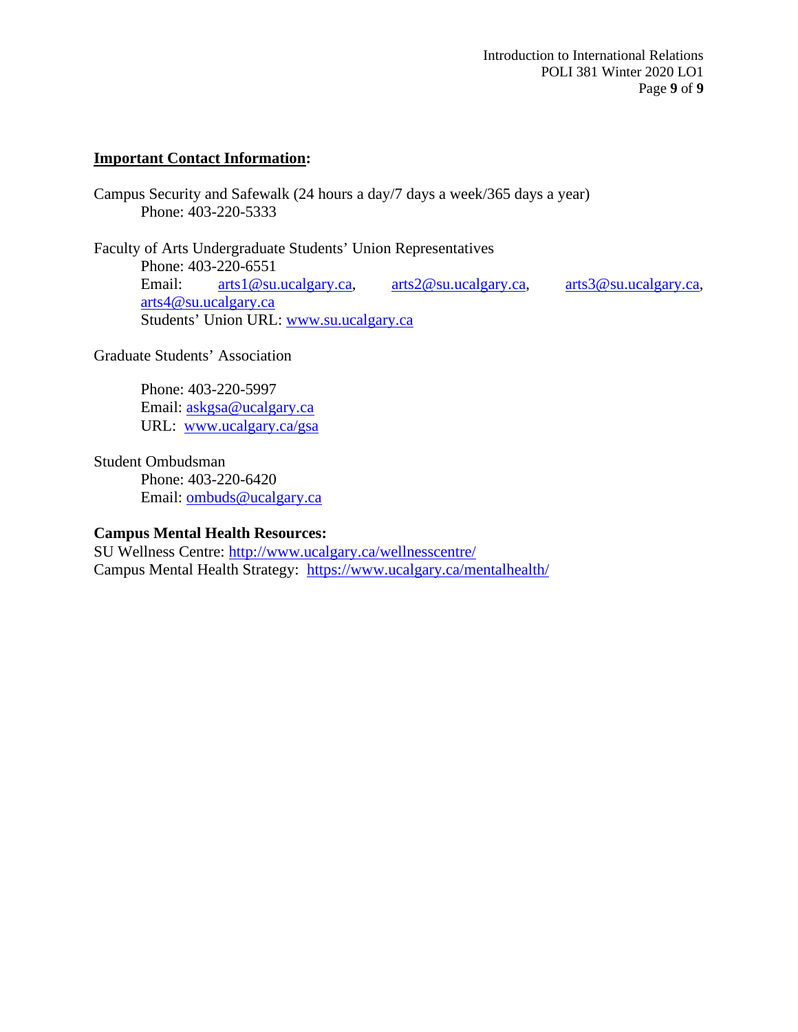**Important Contact Information:**

Campus Security and Safewalk (24 hours a day/7 days a week/365 days a year)
Phone: 403-220-5333

Faculty of Arts Undergraduate Students' Union Representatives
Phone: 403-220-6551
Email: arts1@su.ucalgary.ca, arts2@su.ucalgary.ca, arts3@su.ucalgary.ca, arts4@su.ucalgary.ca
Students' Union URL: www.su.ucalgary.ca

Graduate Students' Association

Phone: 403-220-5997
Email: askgsa@ucalgary.ca
URL: www.ucalgary.ca/gsa

Student Ombudsman
Phone: 403-220-6420
Email: ombuds@ucalgary.ca

**Campus Mental Health Resources:**
SU Wellness Centre: http://www.ucalgary.ca/wellnesscentre/
Campus Mental Health Strategy: https://www.ucalgary.ca/mentalhealth/